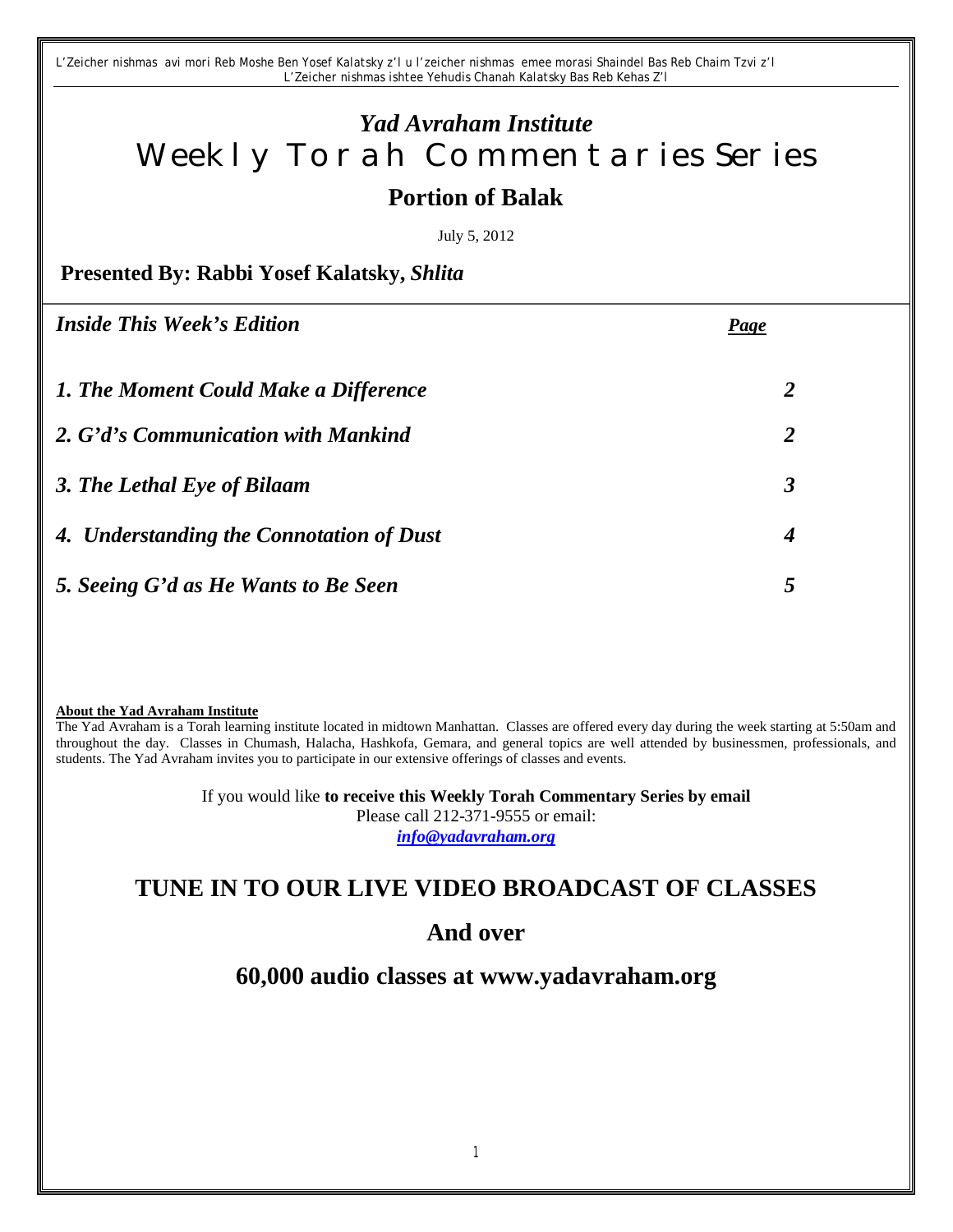L'Zeicher nishmas avi mori Reb Moshe Ben Yosef Kalatsky z'l u l'zeicher nishmas emee morasi Shaindel Bas Reb Chaim Tzvi z'l
L'Zeicher nishmas ishtee Yehudis Chanah Kalatsky Bas Reb Kehas Z'l

# *Yad Avraham Institute*

# Weekly Torah Commentaries Series

## Portion of Balak

July 5, 2012

**Presented By: Rabbi Yosef Kalatsky, *Shlita***

| ***Inside This Week's Edition*** | ***Page*** |
|---|---|
| ***1. The Moment Could Make a Difference*** | ***2*** |
| ***2. G'd's Communication with Mankind*** | ***2*** |
| ***3. The Lethal Eye of Bilaam*** | ***3*** |
| ***4. Understanding the Connotation of Dust*** | ***4*** |
| ***5. Seeing G'd as He Wants to Be Seen*** | ***5*** |

**About the Yad Avraham Institute**
The Yad Avraham is a Torah learning institute located in midtown Manhattan. Classes are offered every day during the week starting at 5:50am and throughout the day. Classes in Chumash, Halacha, Hashkofa, Gemara, and general topics are well attended by businessmen, professionals, and students. The Yad Avraham invites you to participate in our extensive offerings of classes and events.

If you would like **to receive this Weekly Torah Commentary Series by email**
Please call 212-371-9555 or email:
***info@yadavraham.org***

## TUNE IN TO OUR LIVE VIDEO BROADCAST OF CLASSES

## And over

## 60,000 audio classes at www.yadavraham.org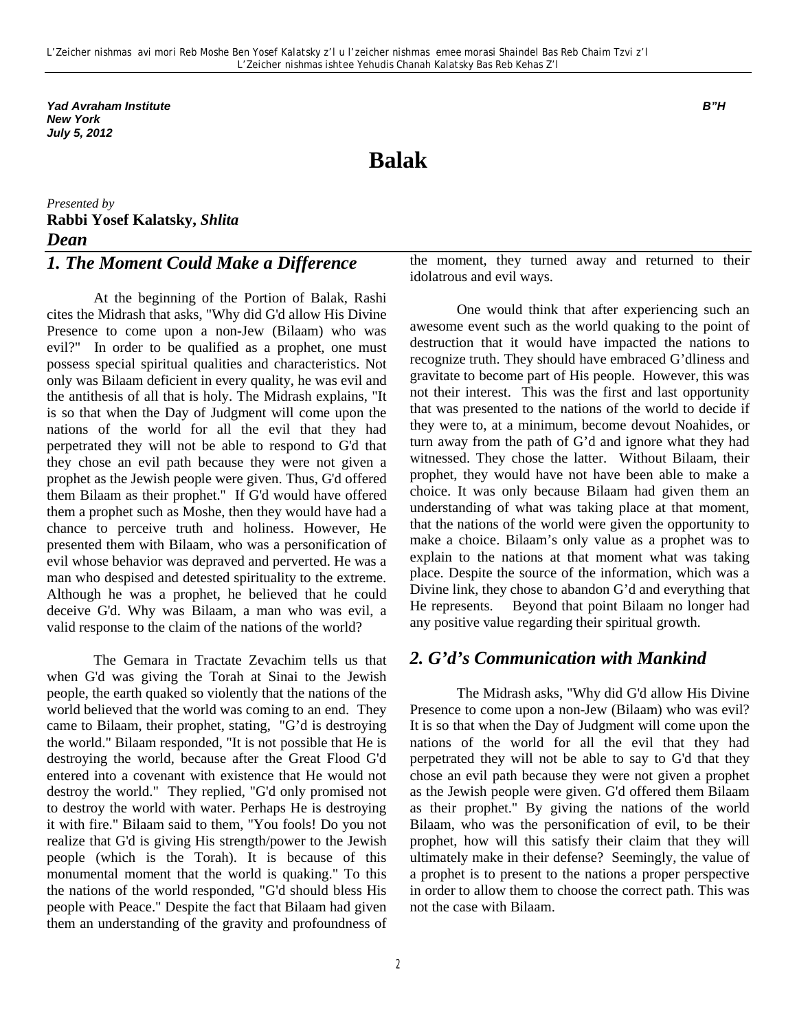L'Zeicher nishmas avi mori Reb Moshe Ben Yosef Kalatsky z'l u l'zeicher nishmas emee morasi Shaindel Bas Reb Chaim Tzvi z'l
L'Zeicher nishmas ishtee Yehudis Chanah Kalatsky Bas Reb Kehas Z'l

***Yad Avraham Institute***
***New York***
***July 5, 2012***

***B"H***

# Balak

*Presented by*
**Rabbi Yosef Kalatsky,** ***Shlita***
***Dean***

## *1. The Moment Could Make a Difference*

At the beginning of the Portion of Balak, Rashi cites the Midrash that asks, "Why did G'd allow His Divine Presence to come upon a non-Jew (Bilaam) who was evil?" In order to be qualified as a prophet, one must possess special spiritual qualities and characteristics. Not only was Bilaam deficient in every quality, he was evil and the antithesis of all that is holy. The Midrash explains, "It is so that when the Day of Judgment will come upon the nations of the world for all the evil that they had perpetrated they will not be able to respond to G'd that they chose an evil path because they were not given a prophet as the Jewish people were given. Thus, G'd offered them Bilaam as their prophet." If G'd would have offered them a prophet such as Moshe, then they would have had a chance to perceive truth and holiness. However, He presented them with Bilaam, who was a personification of evil whose behavior was depraved and perverted. He was a man who despised and detested spirituality to the extreme. Although he was a prophet, he believed that he could deceive G'd. Why was Bilaam, a man who was evil, a valid response to the claim of the nations of the world?

The Gemara in Tractate Zevachim tells us that when G'd was giving the Torah at Sinai to the Jewish people, the earth quaked so violently that the nations of the world believed that the world was coming to an end. They came to Bilaam, their prophet, stating, "G'd is destroying the world." Bilaam responded, "It is not possible that He is destroying the world, because after the Great Flood G'd entered into a covenant with existence that He would not destroy the world." They replied, "G'd only promised not to destroy the world with water. Perhaps He is destroying it with fire." Bilaam said to them, "You fools! Do you not realize that G'd is giving His strength/power to the Jewish people (which is the Torah). It is because of this monumental moment that the world is quaking." To this the nations of the world responded, "G'd should bless His people with Peace." Despite the fact that Bilaam had given them an understanding of the gravity and profoundness of the moment, they turned away and returned to their idolatrous and evil ways.

One would think that after experiencing such an awesome event such as the world quaking to the point of destruction that it would have impacted the nations to recognize truth. They should have embraced G'dliness and gravitate to become part of His people. However, this was not their interest. This was the first and last opportunity that was presented to the nations of the world to decide if they were to, at a minimum, become devout Noahides, or turn away from the path of G'd and ignore what they had witnessed. They chose the latter. Without Bilaam, their prophet, they would have not have been able to make a choice. It was only because Bilaam had given them an understanding of what was taking place at that moment, that the nations of the world were given the opportunity to make a choice. Bilaam's only value as a prophet was to explain to the nations at that moment what was taking place. Despite the source of the information, which was a Divine link, they chose to abandon G'd and everything that He represents. Beyond that point Bilaam no longer had any positive value regarding their spiritual growth.

## *2. G'd's Communication with Mankind*

The Midrash asks, "Why did G'd allow His Divine Presence to come upon a non-Jew (Bilaam) who was evil? It is so that when the Day of Judgment will come upon the nations of the world for all the evil that they had perpetrated they will not be able to say to G'd that they chose an evil path because they were not given a prophet as the Jewish people were given. G'd offered them Bilaam as their prophet." By giving the nations of the world Bilaam, who was the personification of evil, to be their prophet, how will this satisfy their claim that they will ultimately make in their defense? Seemingly, the value of a prophet is to present to the nations a proper perspective in order to allow them to choose the correct path. This was not the case with Bilaam.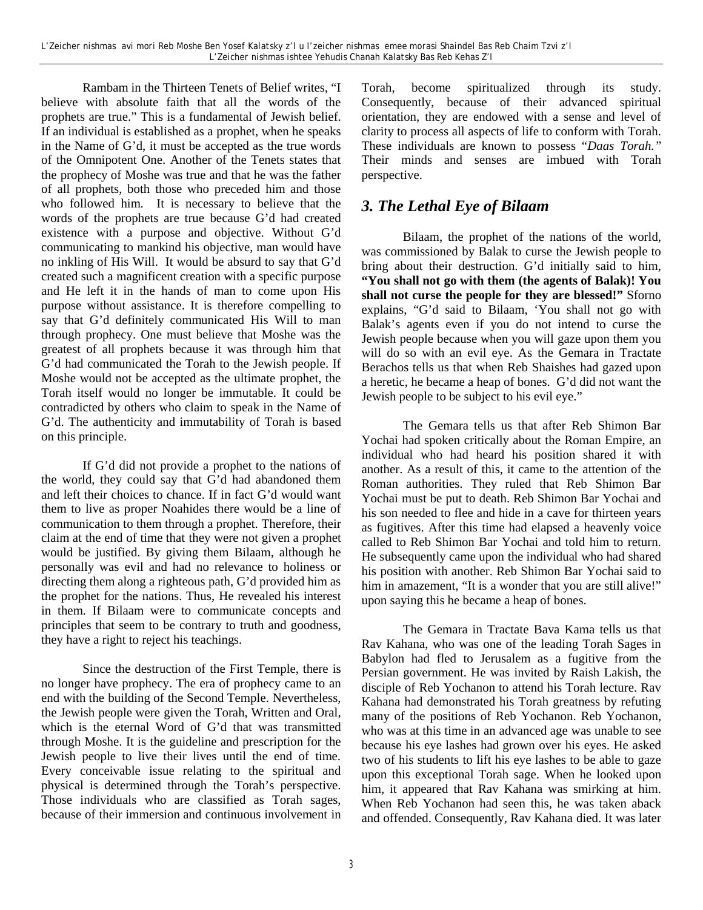Rambam in the Thirteen Tenets of Belief writes, "I believe with absolute faith that all the words of the prophets are true." This is a fundamental of Jewish belief. If an individual is established as a prophet, when he speaks in the Name of G'd, it must be accepted as the true words of the Omnipotent One. Another of the Tenets states that the prophecy of Moshe was true and that he was the father of all prophets, both those who preceded him and those who followed him. It is necessary to believe that the words of the prophets are true because G'd had created existence with a purpose and objective. Without G'd communicating to mankind his objective, man would have no inkling of His Will. It would be absurd to say that G'd created such a magnificent creation with a specific purpose and He left it in the hands of man to come upon His purpose without assistance. It is therefore compelling to say that G'd definitely communicated His Will to man through prophecy. One must believe that Moshe was the greatest of all prophets because it was through him that G'd had communicated the Torah to the Jewish people. If Moshe would not be accepted as the ultimate prophet, the Torah itself would no longer be immutable. It could be contradicted by others who claim to speak in the Name of G'd. The authenticity and immutability of Torah is based on this principle.

If G'd did not provide a prophet to the nations of the world, they could say that G'd had abandoned them and left their choices to chance. If in fact G'd would want them to live as proper Noahides there would be a line of communication to them through a prophet. Therefore, their claim at the end of time that they were not given a prophet would be justified. By giving them Bilaam, although he personally was evil and had no relevance to holiness or directing them along a righteous path, G'd provided him as the prophet for the nations. Thus, He revealed his interest in them. If Bilaam were to communicate concepts and principles that seem to be contrary to truth and goodness, they have a right to reject his teachings.

Since the destruction of the First Temple, there is no longer have prophecy. The era of prophecy came to an end with the building of the Second Temple. Nevertheless, the Jewish people were given the Torah, Written and Oral, which is the eternal Word of G'd that was transmitted through Moshe. It is the guideline and prescription for the Jewish people to live their lives until the end of time. Every conceivable issue relating to the spiritual and physical is determined through the Torah's perspective. Those individuals who are classified as Torah sages, because of their immersion and continuous involvement in Torah, become spiritualized through its study. Consequently, because of their advanced spiritual orientation, they are endowed with a sense and level of clarity to process all aspects of life to conform with Torah. These individuals are known to possess "*Daas Torah.*" Their minds and senses are imbued with Torah perspective.

## *3. The Lethal Eye of Bilaam*

Bilaam, the prophet of the nations of the world, was commissioned by Balak to curse the Jewish people to bring about their destruction. G'd initially said to him, **"You shall not go with them (the agents of Balak)! You shall not curse the people for they are blessed!"** Sforno explains, "G'd said to Bilaam, 'You shall not go with Balak's agents even if you do not intend to curse the Jewish people because when you will gaze upon them you will do so with an evil eye. As the Gemara in Tractate Berachos tells us that when Reb Shaishes had gazed upon a heretic, he became a heap of bones. G'd did not want the Jewish people to be subject to his evil eye."

The Gemara tells us that after Reb Shimon Bar Yochai had spoken critically about the Roman Empire, an individual who had heard his position shared it with another. As a result of this, it came to the attention of the Roman authorities. They ruled that Reb Shimon Bar Yochai must be put to death. Reb Shimon Bar Yochai and his son needed to flee and hide in a cave for thirteen years as fugitives. After this time had elapsed a heavenly voice called to Reb Shimon Bar Yochai and told him to return. He subsequently came upon the individual who had shared his position with another. Reb Shimon Bar Yochai said to him in amazement, "It is a wonder that you are still alive!" upon saying this he became a heap of bones.

The Gemara in Tractate Bava Kama tells us that Rav Kahana, who was one of the leading Torah Sages in Babylon had fled to Jerusalem as a fugitive from the Persian government. He was invited by Raish Lakish, the disciple of Reb Yochanon to attend his Torah lecture. Rav Kahana had demonstrated his Torah greatness by refuting many of the positions of Reb Yochanon. Reb Yochanon, who was at this time in an advanced age was unable to see because his eye lashes had grown over his eyes. He asked two of his students to lift his eye lashes to be able to gaze upon this exceptional Torah sage. When he looked upon him, it appeared that Rav Kahana was smirking at him. When Reb Yochanon had seen this, he was taken aback and offended. Consequently, Rav Kahana died. It was later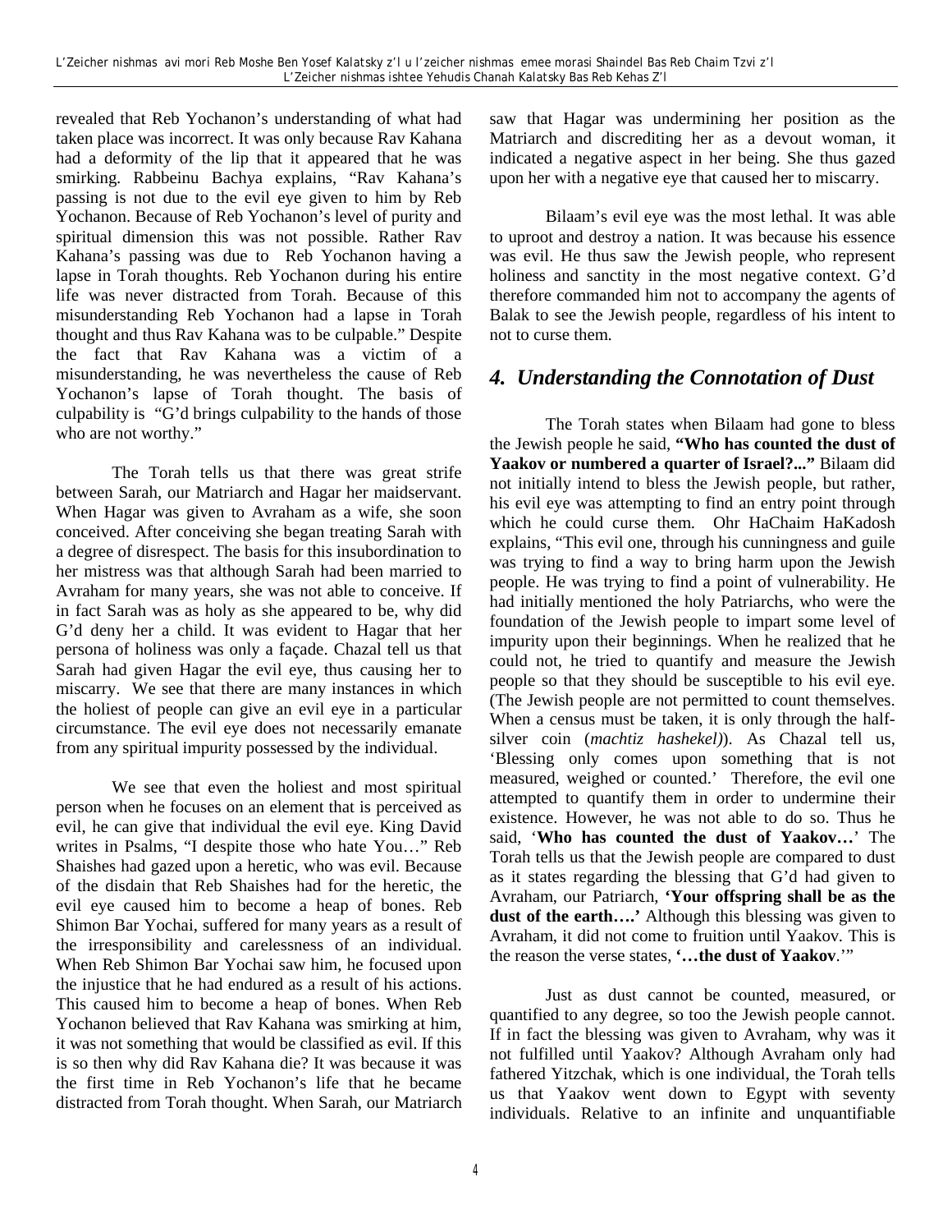revealed that Reb Yochanon's understanding of what had taken place was incorrect. It was only because Rav Kahana had a deformity of the lip that it appeared that he was smirking. Rabbeinu Bachya explains, "Rav Kahana's passing is not due to the evil eye given to him by Reb Yochanon. Because of Reb Yochanon's level of purity and spiritual dimension this was not possible. Rather Rav Kahana's passing was due to Reb Yochanon having a lapse in Torah thoughts. Reb Yochanon during his entire life was never distracted from Torah. Because of this misunderstanding Reb Yochanon had a lapse in Torah thought and thus Rav Kahana was to be culpable." Despite the fact that Rav Kahana was a victim of a misunderstanding, he was nevertheless the cause of Reb Yochanon's lapse of Torah thought. The basis of culpability is "G'd brings culpability to the hands of those who are not worthy."

The Torah tells us that there was great strife between Sarah, our Matriarch and Hagar her maidservant. When Hagar was given to Avraham as a wife, she soon conceived. After conceiving she began treating Sarah with a degree of disrespect. The basis for this insubordination to her mistress was that although Sarah had been married to Avraham for many years, she was not able to conceive. If in fact Sarah was as holy as she appeared to be, why did G'd deny her a child. It was evident to Hagar that her persona of holiness was only a façade. Chazal tell us that Sarah had given Hagar the evil eye, thus causing her to miscarry. We see that there are many instances in which the holiest of people can give an evil eye in a particular circumstance. The evil eye does not necessarily emanate from any spiritual impurity possessed by the individual.

We see that even the holiest and most spiritual person when he focuses on an element that is perceived as evil, he can give that individual the evil eye. King David writes in Psalms, "I despite those who hate You…" Reb Shaishes had gazed upon a heretic, who was evil. Because of the disdain that Reb Shaishes had for the heretic, the evil eye caused him to become a heap of bones. Reb Shimon Bar Yochai, suffered for many years as a result of the irresponsibility and carelessness of an individual. When Reb Shimon Bar Yochai saw him, he focused upon the injustice that he had endured as a result of his actions. This caused him to become a heap of bones. When Reb Yochanon believed that Rav Kahana was smirking at him, it was not something that would be classified as evil. If this is so then why did Rav Kahana die? It was because it was the first time in Reb Yochanon's life that he became distracted from Torah thought. When Sarah, our Matriarch saw that Hagar was undermining her position as the Matriarch and discrediting her as a devout woman, it indicated a negative aspect in her being. She thus gazed upon her with a negative eye that caused her to miscarry.

Bilaam's evil eye was the most lethal. It was able to uproot and destroy a nation. It was because his essence was evil. He thus saw the Jewish people, who represent holiness and sanctity in the most negative context. G'd therefore commanded him not to accompany the agents of Balak to see the Jewish people, regardless of his intent to not to curse them.

## *4. Understanding the Connotation of Dust*

The Torah states when Bilaam had gone to bless the Jewish people he said, **"Who has counted the dust of Yaakov or numbered a quarter of Israel?..."** Bilaam did not initially intend to bless the Jewish people, but rather, his evil eye was attempting to find an entry point through which he could curse them. Ohr HaChaim HaKadosh explains, "This evil one, through his cunningness and guile was trying to find a way to bring harm upon the Jewish people. He was trying to find a point of vulnerability. He had initially mentioned the holy Patriarchs, who were the foundation of the Jewish people to impart some level of impurity upon their beginnings. When he realized that he could not, he tried to quantify and measure the Jewish people so that they should be susceptible to his evil eye. (The Jewish people are not permitted to count themselves. When a census must be taken, it is only through the half-silver coin (*machtiz hashekel)*). As Chazal tell us, 'Blessing only comes upon something that is not measured, weighed or counted.' Therefore, the evil one attempted to quantify them in order to undermine their existence. However, he was not able to do so. Thus he said, '**Who has counted the dust of Yaakov…**' The Torah tells us that the Jewish people are compared to dust as it states regarding the blessing that G'd had given to Avraham, our Patriarch, **'Your offspring shall be as the dust of the earth….'** Although this blessing was given to Avraham, it did not come to fruition until Yaakov. This is the reason the verse states, **'…the dust of Yaakov**.'"

Just as dust cannot be counted, measured, or quantified to any degree, so too the Jewish people cannot. If in fact the blessing was given to Avraham, why was it not fulfilled until Yaakov? Although Avraham only had fathered Yitzchak, which is one individual, the Torah tells us that Yaakov went down to Egypt with seventy individuals. Relative to an infinite and unquantifiable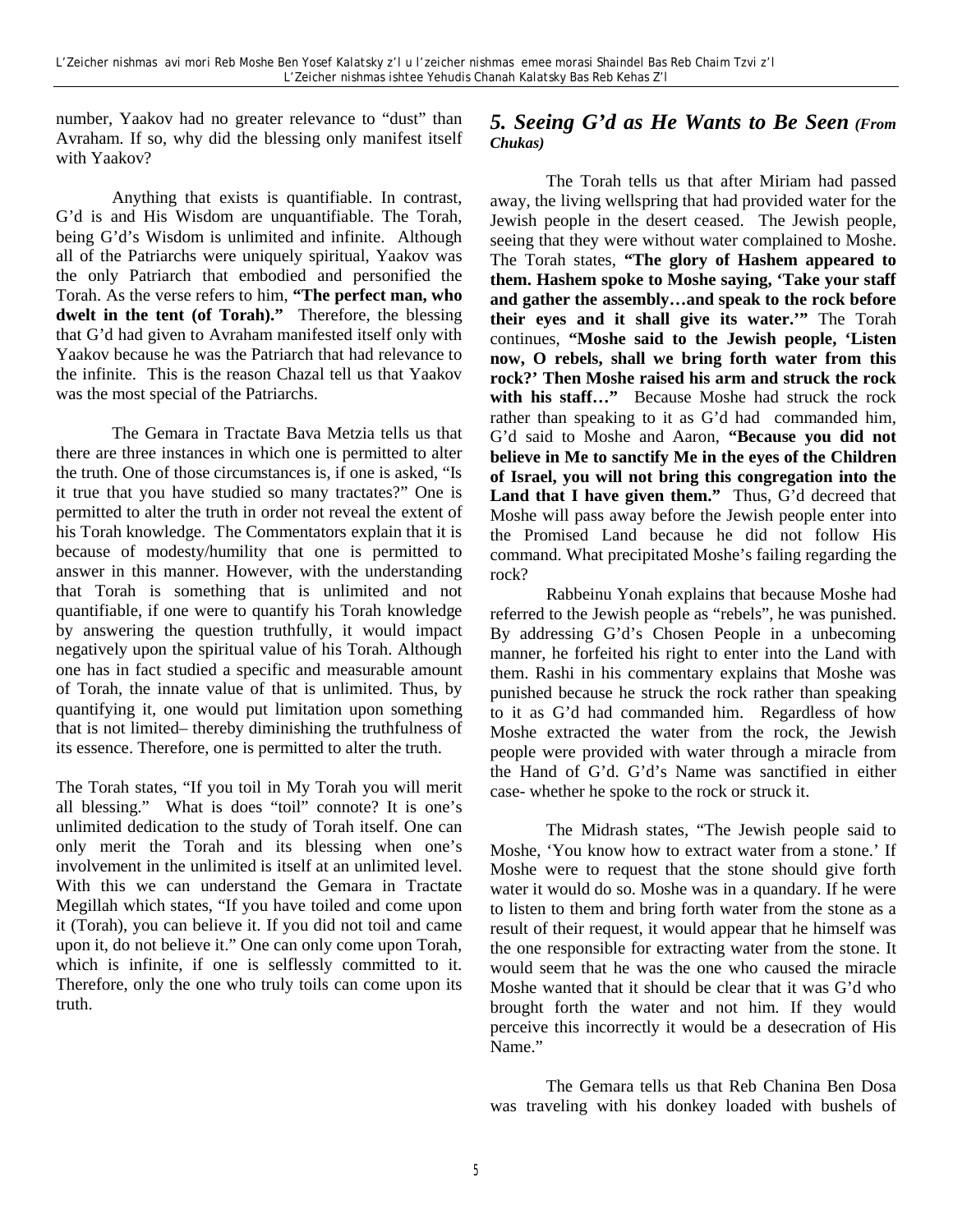number, Yaakov had no greater relevance to "dust" than Avraham. If so, why did the blessing only manifest itself with Yaakov?

Anything that exists is quantifiable. In contrast, G'd is and His Wisdom are unquantifiable. The Torah, being G'd's Wisdom is unlimited and infinite. Although all of the Patriarchs were uniquely spiritual, Yaakov was the only Patriarch that embodied and personified the Torah. As the verse refers to him, **"The perfect man, who dwelt in the tent (of Torah)."** Therefore, the blessing that G'd had given to Avraham manifested itself only with Yaakov because he was the Patriarch that had relevance to the infinite. This is the reason Chazal tell us that Yaakov was the most special of the Patriarchs.

The Gemara in Tractate Bava Metzia tells us that there are three instances in which one is permitted to alter the truth. One of those circumstances is, if one is asked, "Is it true that you have studied so many tractates?" One is permitted to alter the truth in order not reveal the extent of his Torah knowledge. The Commentators explain that it is because of modesty/humility that one is permitted to answer in this manner. However, with the understanding that Torah is something that is unlimited and not quantifiable, if one were to quantify his Torah knowledge by answering the question truthfully, it would impact negatively upon the spiritual value of his Torah. Although one has in fact studied a specific and measurable amount of Torah, the innate value of that is unlimited. Thus, by quantifying it, one would put limitation upon something that is not limited– thereby diminishing the truthfulness of its essence. Therefore, one is permitted to alter the truth.

The Torah states, "If you toil in My Torah you will merit all blessing." What is does "toil" connote? It is one's unlimited dedication to the study of Torah itself. One can only merit the Torah and its blessing when one's involvement in the unlimited is itself at an unlimited level. With this we can understand the Gemara in Tractate Megillah which states, "If you have toiled and come upon it (Torah), you can believe it. If you did not toil and came upon it, do not believe it." One can only come upon Torah, which is infinite, if one is selflessly committed to it. Therefore, only the one who truly toils can come upon its truth.

## *5. Seeing G'd as He Wants to Be Seen (From Chukas)*

The Torah tells us that after Miriam had passed away, the living wellspring that had provided water for the Jewish people in the desert ceased. The Jewish people, seeing that they were without water complained to Moshe. The Torah states, **"The glory of Hashem appeared to them. Hashem spoke to Moshe saying, 'Take your staff and gather the assembly…and speak to the rock before their eyes and it shall give its water.'"** The Torah continues, **"Moshe said to the Jewish people, 'Listen now, O rebels, shall we bring forth water from this rock?' Then Moshe raised his arm and struck the rock with his staff…"** Because Moshe had struck the rock rather than speaking to it as G'd had commanded him, G'd said to Moshe and Aaron, **"Because you did not believe in Me to sanctify Me in the eyes of the Children of Israel, you will not bring this congregation into the Land that I have given them."** Thus, G'd decreed that Moshe will pass away before the Jewish people enter into the Promised Land because he did not follow His command. What precipitated Moshe's failing regarding the rock?

Rabbeinu Yonah explains that because Moshe had referred to the Jewish people as "rebels", he was punished. By addressing G'd's Chosen People in a unbecoming manner, he forfeited his right to enter into the Land with them. Rashi in his commentary explains that Moshe was punished because he struck the rock rather than speaking to it as G'd had commanded him. Regardless of how Moshe extracted the water from the rock, the Jewish people were provided with water through a miracle from the Hand of G'd. G'd's Name was sanctified in either case- whether he spoke to the rock or struck it.

The Midrash states, "The Jewish people said to Moshe, 'You know how to extract water from a stone.' If Moshe were to request that the stone should give forth water it would do so. Moshe was in a quandary. If he were to listen to them and bring forth water from the stone as a result of their request, it would appear that he himself was the one responsible for extracting water from the stone. It would seem that he was the one who caused the miracle Moshe wanted that it should be clear that it was G'd who brought forth the water and not him. If they would perceive this incorrectly it would be a desecration of His Name."

The Gemara tells us that Reb Chanina Ben Dosa was traveling with his donkey loaded with bushels of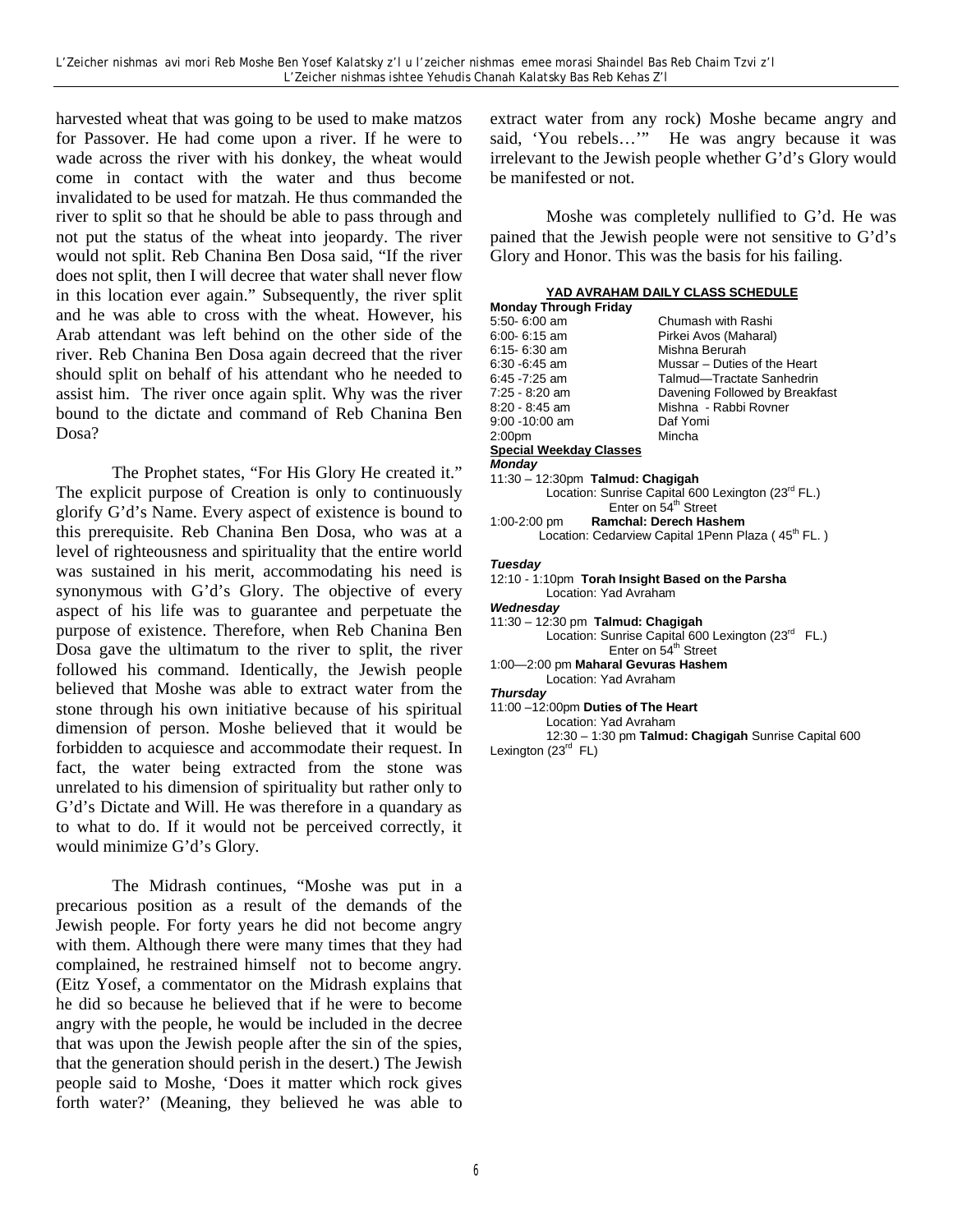harvested wheat that was going to be used to make matzos for Passover. He had come upon a river. If he were to wade across the river with his donkey, the wheat would come in contact with the water and thus become invalidated to be used for matzah. He thus commanded the river to split so that he should be able to pass through and not put the status of the wheat into jeopardy. The river would not split. Reb Chanina Ben Dosa said, "If the river does not split, then I will decree that water shall never flow in this location ever again." Subsequently, the river split and he was able to cross with the wheat. However, his Arab attendant was left behind on the other side of the river. Reb Chanina Ben Dosa again decreed that the river should split on behalf of his attendant who he needed to assist him. The river once again split. Why was the river bound to the dictate and command of Reb Chanina Ben Dosa?

The Prophet states, "For His Glory He created it." The explicit purpose of Creation is only to continuously glorify G'd's Name. Every aspect of existence is bound to this prerequisite. Reb Chanina Ben Dosa, who was at a level of righteousness and spirituality that the entire world was sustained in his merit, accommodating his need is synonymous with G'd's Glory. The objective of every aspect of his life was to guarantee and perpetuate the purpose of existence. Therefore, when Reb Chanina Ben Dosa gave the ultimatum to the river to split, the river followed his command. Identically, the Jewish people believed that Moshe was able to extract water from the stone through his own initiative because of his spiritual dimension of person. Moshe believed that it would be forbidden to acquiesce and accommodate their request. In fact, the water being extracted from the stone was unrelated to his dimension of spirituality but rather only to G'd's Dictate and Will. He was therefore in a quandary as to what to do. If it would not be perceived correctly, it would minimize G'd's Glory.

The Midrash continues, "Moshe was put in a precarious position as a result of the demands of the Jewish people. For forty years he did not become angry with them. Although there were many times that they had complained, he restrained himself not to become angry. (Eitz Yosef, a commentator on the Midrash explains that he did so because he believed that if he were to become angry with the people, he would be included in the decree that was upon the Jewish people after the sin of the spies, that the generation should perish in the desert.) The Jewish people said to Moshe, 'Does it matter which rock gives forth water?' (Meaning, they believed he was able to extract water from any rock) Moshe became angry and said, 'You rebels…'" He was angry because it was irrelevant to the Jewish people whether G'd's Glory would be manifested or not.

Moshe was completely nullified to G'd. He was pained that the Jewish people were not sensitive to G'd's Glory and Honor. This was the basis for his failing.

**YAD AVRAHAM DAILY CLASS SCHEDULE**

**Monday Through Friday**

| | |
|---|---|
| 5:50- 6:00 am | Chumash with Rashi |
| 6:00- 6:15 am | Pirkei Avos (Maharal) |
| 6:15- 6:30 am | Mishna Berurah |
| 6:30 -6:45 am | Mussar – Duties of the Heart |
| 6:45 -7:25 am | Talmud—Tractate Sanhedrin |
| 7:25 - 8:20 am | Davening Followed by Breakfast |
| 8:20 - 8:45 am | Mishna - Rabbi Rovner |
| 9:00 -10:00 am | Daf Yomi |
| 2:00pm | Mincha |

**Special Weekday Classes**

***Monday***

11:30 – 12:30pm **Talmud: Chagigah**
Location: Sunrise Capital 600 Lexington (23rd FL.)
Enter on 54th Street

1:00-2:00 pm **Ramchal: Derech Hashem**
Location: Cedarview Capital 1Penn Plaza ( 45th FL. )

***Tuesday***

12:10 - 1:10pm **Torah Insight Based on the Parsha**
Location: Yad Avraham

***Wednesday***

11:30 – 12:30 pm **Talmud: Chagigah**
Location: Sunrise Capital 600 Lexington (23rd FL.)
Enter on 54th Street

1:00—2:00 pm **Maharal Gevuras Hashem**
Location: Yad Avraham

***Thursday***

11:00 –12:00pm **Duties of The Heart**
Location: Yad Avraham

12:30 – 1:30 pm **Talmud: Chagigah** Sunrise Capital 600 Lexington (23rd FL)